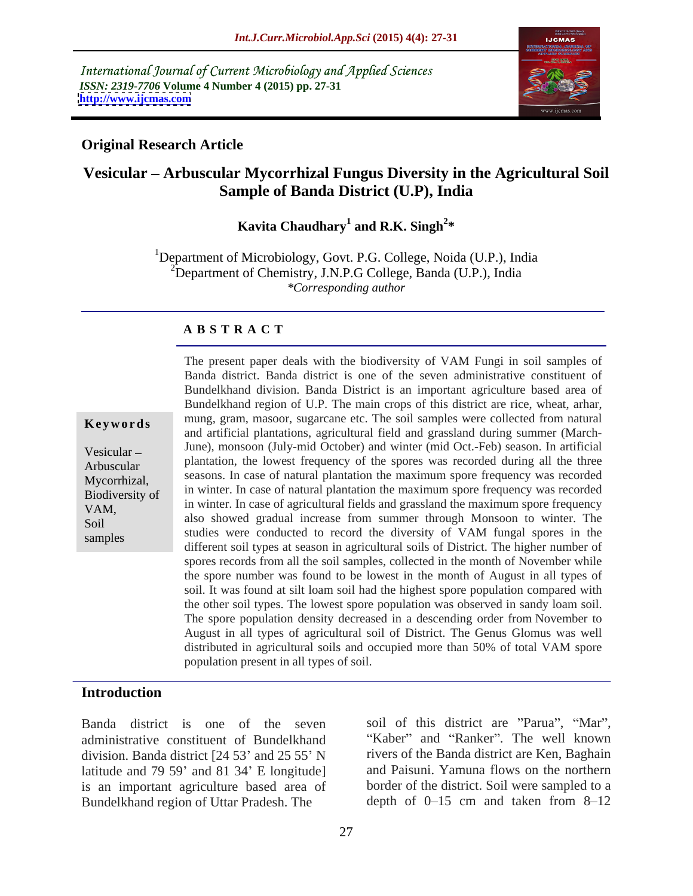## Original Research Article

# Vesicular – Arbuscular Mycorrhizal Fungus Diversity in the Agricultural Soil Sample of Banda District (U.P), India

**Kavita Chaudhary[1] and R.K. Singh[2]***

[1]Department of Microbiology, Govt. P.G. College, Noida (U.P.), India
[2]Department of Chemistry, J.N.P.G College, Banda (U.P.), India
*\*Corresponding author*

## A B S T R A C T

**Keywords**

Vesicular – Arbuscular Mycorrhizal, Biodiversity of VAM, Soil samples

The present paper deals with the biodiversity of VAM Fungi in soil samples of Banda district. Banda district is one of the seven administrative constituent of Bundelkhand division. Banda District is an important agriculture based area of Bundelkhand region of U.P. The main crops of this district are rice, wheat, arhar, mung, gram, masoor, sugarcane etc. The soil samples were collected from natural and artificial plantations, agricultural field and grassland during summer (March-June), monsoon (July-mid October) and winter (mid Oct.-Feb) season. In artificial plantation, the lowest frequency of the spores was recorded during all the three seasons. In case of natural plantation the maximum spore frequency was recorded in winter. In case of natural plantation the maximum spore frequency was recorded in winter. In case of agricultural fields and grassland the maximum spore frequency also showed gradual increase from summer through Monsoon to winter. The studies were conducted to record the diversity of VAM fungal spores in the different soil types at season in agricultural soils of District. The higher number of spores records from all the soil samples, collected in the month of November while the spore number was found to be lowest in the month of August in all types of soil. It was found at silt loam soil had the highest spore population compared with the other soil types. The lowest spore population was observed in sandy loam soil. The spore population density decreased in a descending order from November to August in all types of agricultural soil of District. The Genus Glomus was well distributed in agricultural soils and occupied more than 50% of total VAM spore population present in all types of soil.

## Introduction

Banda district is one of the seven administrative constituent of Bundelkhand division. Banda district [24 53' and 25 55' N latitude and 79 59' and 81 34' E longitude] is an important agriculture based area of Bundelkhand region of Uttar Pradesh. The soil of this district are "Parua", "Mar", "Kaber" and "Ranker". The well known rivers of the Banda district are Ken, Baghain and Paisuni. Yamuna flows on the northern border of the district. Soil were sampled to a depth of 0–15 cm and taken from 8–12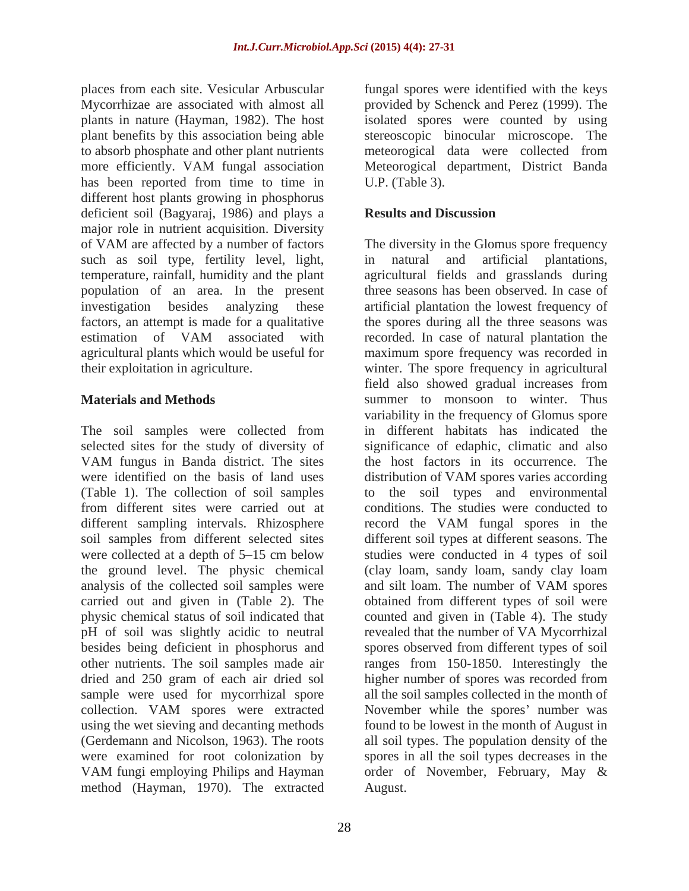places from each site. Vesicular Arbuscular Mycorrhizae are associated with almost all plants in nature (Hayman, 1982). The host plant benefits by this association being able to absorb phosphate and other plant nutrients more efficiently. VAM fungal association has been reported from time to time in different host plants growing in phosphorus deficient soil (Bagyaraj, 1986) and plays a major role in nutrient acquisition. Diversity of VAM are affected by a number of factors such as soil type, fertility level, light, temperature, rainfall, humidity and the plant population of an area. In the present investigation besides analyzing these factors, an attempt is made for a qualitative estimation of VAM associated with agricultural plants which would be useful for their exploitation in agriculture.

## Materials and Methods

The soil samples were collected from selected sites for the study of diversity of VAM fungus in Banda district. The sites were identified on the basis of land uses (Table 1). The collection of soil samples from different sites were carried out at different sampling intervals. Rhizosphere soil samples from different selected sites were collected at a depth of 5–15 cm below the ground level. The physic chemical analysis of the collected soil samples were carried out and given in (Table 2). The physic chemical status of soil indicated that pH of soil was slightly acidic to neutral besides being deficient in phosphorus and other nutrients. The soil samples made air dried and 250 gram of each air dried sol sample were used for mycorrhizal spore collection. VAM spores were extracted using the wet sieving and decanting methods (Gerdemann and Nicolson, 1963). The roots were examined for root colonization by VAM fungi employing Philips and Hayman method (Hayman, 1970). The extracted fungal spores were identified with the keys provided by Schenck and Perez (1999). The isolated spores were counted by using stereoscopic binocular microscope. The meteorological data were collected from Meteorological department, District Banda U.P. (Table 3).

## Results and Discussion

The diversity in the Glomus spore frequency in natural and artificial plantations, agricultural fields and grasslands during three seasons has been observed. In case of artificial plantation the lowest frequency of the spores during all the three seasons was recorded. In case of natural plantation the maximum spore frequency was recorded in winter. The spore frequency in agricultural field also showed gradual increases from summer to monsoon to winter. Thus variability in the frequency of Glomus spore in different habitats has indicated the significance of edaphic, climatic and also the host factors in its occurrence. The distribution of VAM spores varies according to the soil types and environmental conditions. The studies were conducted to record the VAM fungal spores in the different soil types at different seasons. The studies were conducted in 4 types of soil (clay loam, sandy loam, sandy clay loam and silt loam. The number of VAM spores obtained from different types of soil were counted and given in (Table 4). The study revealed that the number of VA Mycorrhizal spores observed from different types of soil ranges from 150-1850. Interestingly the higher number of spores was recorded from all the soil samples collected in the month of November while the spores' number was found to be lowest in the month of August in all soil types. The population density of the spores in all the soil types decreases in the order of November, February, May & August.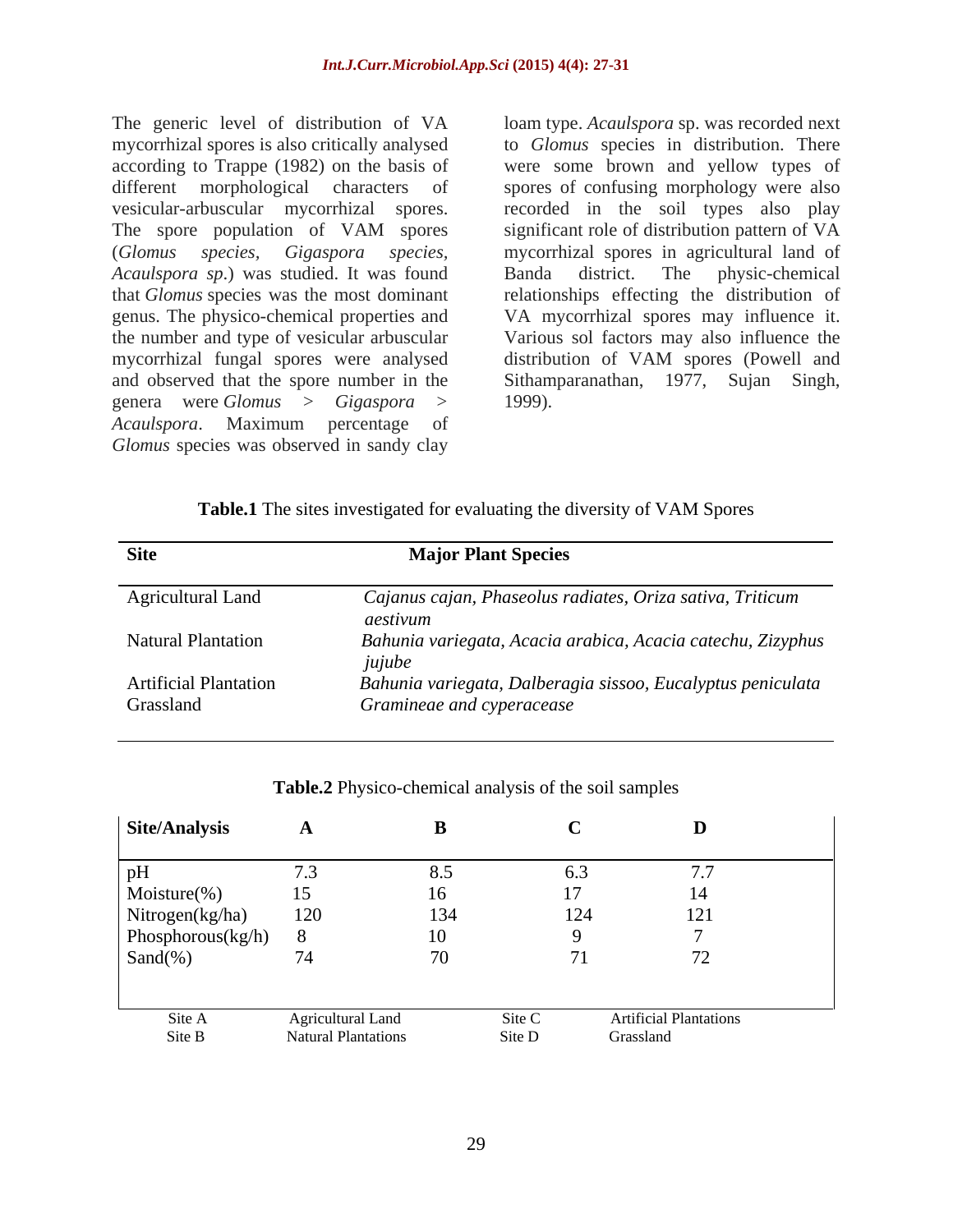The generic level of distribution of VA mycorrhizal spores is also critically analysed according to Trappe (1982) on the basis of different morphological characters of vesicular-arbuscular mycorrhizal spores. The spore population of VAM spores (*Glomus species*, *Gigaspora species*, *Acaulspora sp*.) was studied. It was found that *Glomus* species was the most dominant genus. The physico-chemical properties and the number and type of vesicular arbuscular mycorrhizal fungal spores were analysed and observed that the spore number in the genera were *Glomus* > *Gigaspora* > *Acaulspora*. Maximum percentage of *Glomus* species was observed in sandy clay loam type. *Acaulspora* sp. was recorded next to *Glomus* species in distribution. There were some brown and yellow types of spores of confusing morphology were also recorded in the soil types also play significant role of distribution pattern of VA mycorrhizal spores in agricultural land of Banda district. The physic-chemical relationships effecting the distribution of VA mycorrhizal spores may influence it. Various sol factors may also influence the distribution of VAM spores (Powell and Sithamparanathan, 1977, Sujan Singh, 1999).

**Table.1** The sites investigated for evaluating the diversity of VAM Spores

| Site | Major Plant Species |
|---|---|
| Agricultural Land | *Cajanus cajan, Phaseolus radiates, Oriza sativa, Triticum aestivum* |
| Natural Plantation | *Bahunia variegata, Acacia arabica, Acacia catechu, Zizyphus jujube* |
| Artificial Plantation | *Bahunia variegata, Dalberagia sissoo, Eucalyptus peniculata* |
| Grassland | *Gramineae and cyperacease* |

**Table.2** Physico-chemical analysis of the soil samples

| Site/Analysis | A | B | C | D |
|---|---|---|---|---|
| pH | 7.3 | 8.5 | 6.3 | 7.7 |
| Moisture(%) | 15 | 16 | 17 | 14 |
| Nitrogen(kg/ha) | 120 | 134 | 124 | 121 |
| Phosphorous(kg/h) | 8 | 10 | 9 | 7 |
| Sand(%) | 74 | 70 | 71 | 72 |

Site A Agricultural Land; Site B Natural Plantations; Site C Artificial Plantations; Site D Grassland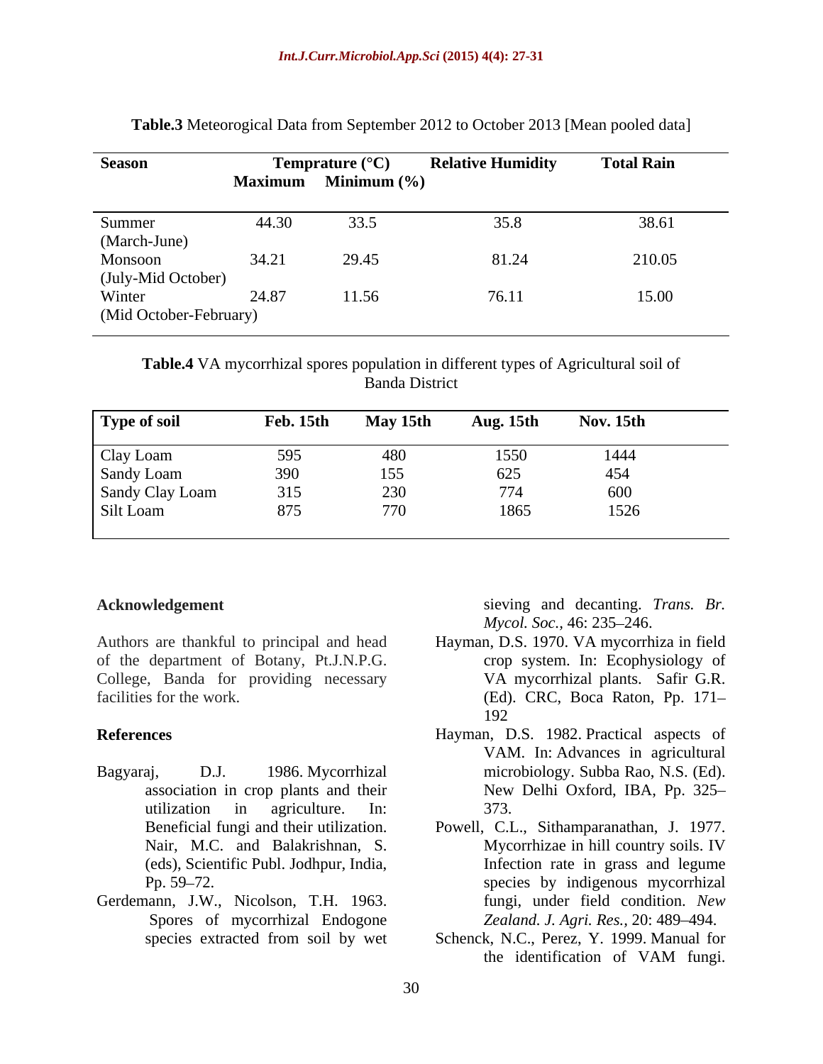**Table.3** Meteorogical Data from September 2012 to October 2013 [Mean pooled data]

| Season | Temprature (°C) | | Relative Humidity | Total Rain |
|---|---|---|---|---|
| | Maximum | Minimum (%) | | |
| Summer (March-June) | 44.30 | 33.5 | 35.8 | 38.61 |
| Monsoon (July-Mid October) | 34.21 | 29.45 | 81.24 | 210.05 |
| Winter (Mid October-February) | 24.87 | 11.56 | 76.11 | 15.00 |

**Table.4** VA mycorrhizal spores population in different types of Agricultural soil of Banda District

| Type of soil | Feb. 15th | May 15th | Aug. 15th | Nov. 15th |
|---|---|---|---|---|
| Clay Loam | 595 | 480 | 1550 | 1444 |
| Sandy Loam | 390 | 155 | 625 | 454 |
| Sandy Clay Loam | 315 | 230 | 774 | 600 |
| Silt Loam | 875 | 770 | 1865 | 1526 |

## Acknowledgement

Authors are thankful to principal and head of the department of Botany, Pt.J.N.P.G. College, Banda for providing necessary facilities for the work.

## References

Bagyaraj, D.J. 1986. Mycorrhizal association in crop plants and their utilization in agriculture. In: Beneficial fungi and their utilization. Nair, M.C. and Balakrishnan, S. (eds), Scientific Publ. Jodhpur, India, Pp. 59–72.

Gerdemann, J.W., Nicolson, T.H. 1963. Spores of mycorrhizal Endogone species extracted from soil by wet sieving and decanting. *Trans. Br. Mycol. Soc.*, 46: 235–246.

Hayman, D.S. 1970. VA mycorrhiza in field crop system. In: Ecophysiology of VA mycorrhizal plants. Safir G.R. (Ed). CRC, Boca Raton, Pp. 171–192

Hayman, D.S. 1982. Practical aspects of VAM. In: Advances in agricultural microbiology. Subba Rao, N.S. (Ed). New Delhi Oxford, IBA, Pp. 325–373.

Powell, C.L., Sithamparanathan, J. 1977. Mycorrhizae in hill country soils. IV Infection rate in grass and legume species by indigenous mycorrhizal fungi, under field condition. *New Zealand. J. Agri. Res.*, 20: 489–494.

Schenck, N.C., Perez, Y. 1999. Manual for the identification of VAM fungi.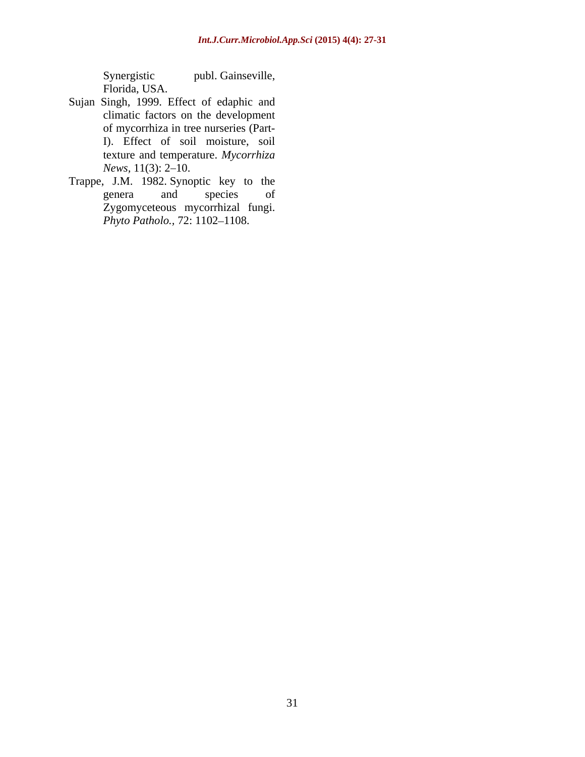Synergistic publ. Gainseville, Florida, USA.

Sujan Singh, 1999. Effect of edaphic and climatic factors on the development of mycorrhiza in tree nurseries (Part-I). Effect of soil moisture, soil texture and temperature. *Mycorrhiza News*, 11(3): 2–10.

Trappe, J.M. 1982. Synoptic key to the genera and species of Zygomyceteous mycorrhizal fungi. *Phyto Patholo.,* 72: 1102–1108.